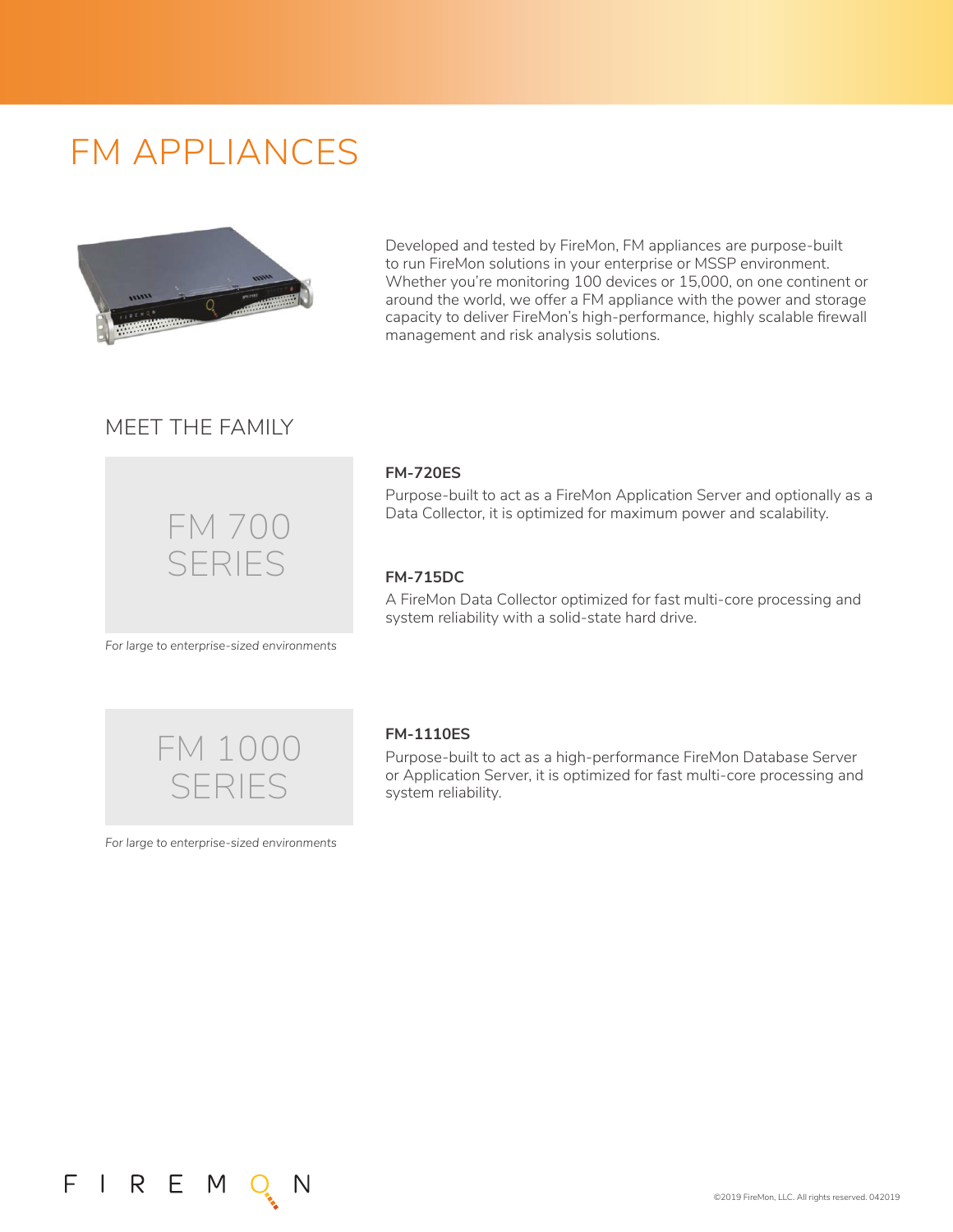# FM APPLIANCES

Developed and tested by FireMon, FM appliances are purpose-built to run FireMon solutions in your enterprise or MSSP environment. Whether you're monitoring 100 devices or 15,000, on one continent or around the world, we offer a FM appliance with the power and storage capacity to deliver FireMon's high-performance, highly scalable firewall management and risk analysis solutions.

## MEET THE FAMILY

### FM 700 SERIES

*For large to enterprise-sized environments*

**FM-720ES**

Purpose-built to act as a FireMon Application Server and optionally as a Data Collector, it is optimized for maximum power and scalability.

**FM-715DC**

A FireMon Data Collector optimized for fast multi-core processing and system reliability with a solid-state hard drive.

### FM 1000 SERIES

*For large to enterprise-sized environments*

**FM-1110ES**

Purpose-built to act as a high-performance FireMon Database Server or Application Server, it is optimized for fast multi-core processing and system reliability.

©2019 FireMon, LLC. All rights reserved. 042019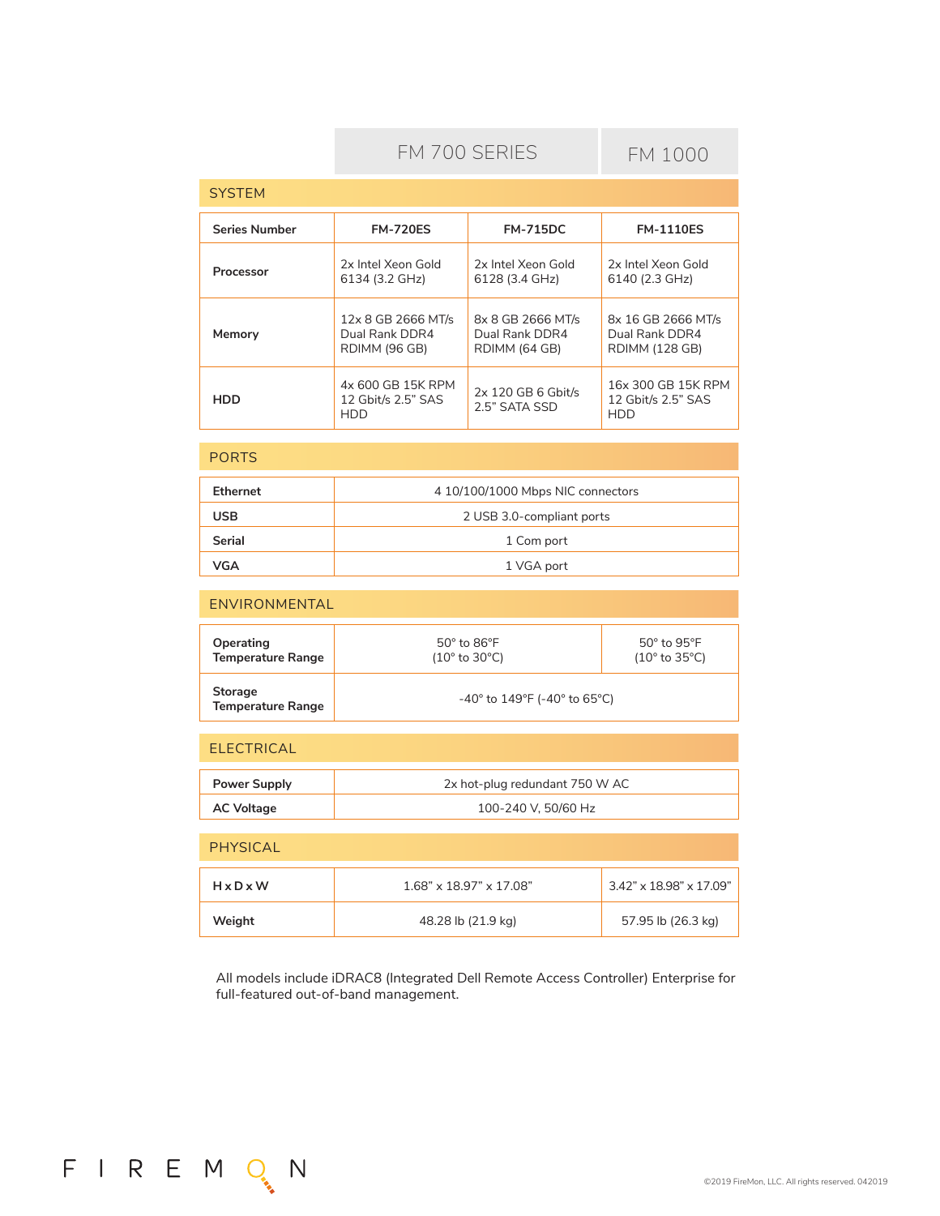| | FM 700 SERIES | | FM 1000 |
|---|---|---|---|
| **SYSTEM** | | | |
| **Series Number** | **FM-720ES** | **FM-715DC** | **FM-1110ES** |
| **Processor** | 2x Intel Xeon Gold 6134 (3.2 GHz) | 2x Intel Xeon Gold 6128 (3.4 GHz) | 2x Intel Xeon Gold 6140 (2.3 GHz) |
| **Memory** | 12x 8 GB 2666 MT/s Dual Rank DDR4 RDIMM (96 GB) | 8x 8 GB 2666 MT/s Dual Rank DDR4 RDIMM (64 GB) | 8x 16 GB 2666 MT/s Dual Rank DDR4 RDIMM (128 GB) |
| **HDD** | 4x 600 GB 15K RPM 12 Gbit/s 2.5" SAS HDD | 2x 120 GB 6 Gbit/s 2.5" SATA SSD | 16x 300 GB 15K RPM 12 Gbit/s 2.5" SAS HDD |
| **PORTS** | | | |
| **Ethernet** | 4 10/100/1000 Mbps NIC connectors | | |
| **USB** | 2 USB 3.0-compliant ports | | |
| **Serial** | 1 Com port | | |
| **VGA** | 1 VGA port | | |
| **ENVIRONMENTAL** | | | |
| **Operating Temperature Range** | 50° to 86°F (10° to 30°C) | | 50° to 95°F (10° to 35°C) |
| **Storage Temperature Range** | -40° to 149°F (-40° to 65°C) | | |
| **ELECTRICAL** | | | |
| **Power Supply** | 2x hot-plug redundant 750 W AC | | |
| **AC Voltage** | 100-240 V, 50/60 Hz | | |
| **PHYSICAL** | | | |
| **H x D x W** | 1.68" x 18.97" x 17.08" | | 3.42" x 18.98" x 17.09" |
| **Weight** | 48.28 lb (21.9 kg) | | 57.95 lb (26.3 kg) |

All models include iDRAC8 (Integrated Dell Remote Access Controller) Enterprise for full-featured out-of-band management.

©2019 FireMon, LLC. All rights reserved. 042019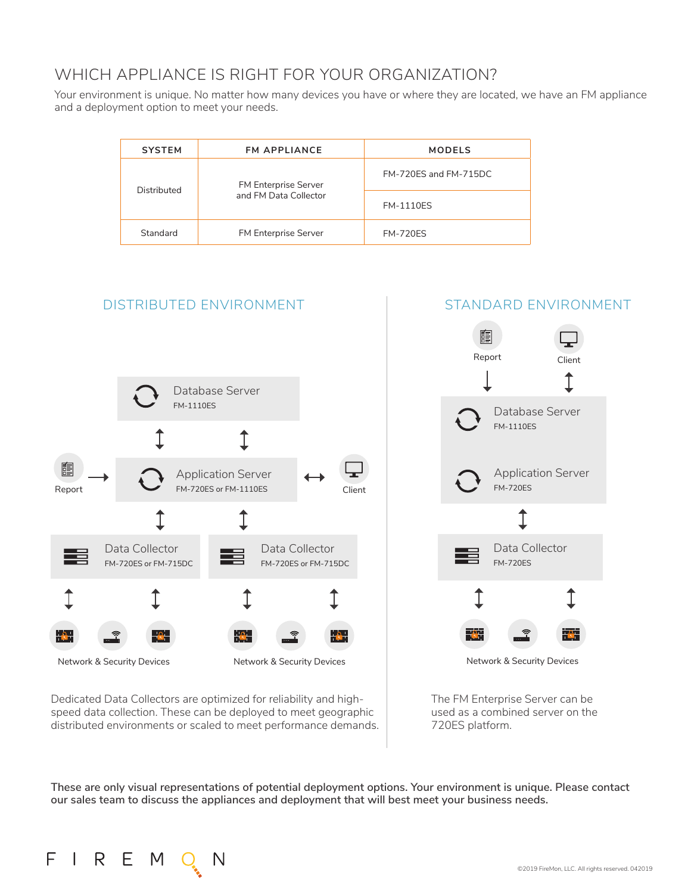# WHICH APPLIANCE IS RIGHT FOR YOUR ORGANIZATION?

Your environment is unique. No matter how many devices you have or where they are located, we have an FM appliance and a deployment option to meet your needs.

| SYSTEM | FM APPLIANCE | MODELS |
|---|---|---|
| Distributed | FM Enterprise Server and FM Data Collector | FM-720ES and FM-715DC |
| | | FM-1110ES |
| Standard | FM Enterprise Server | FM-720ES |

## DISTRIBUTED ENVIRONMENT

Database Server
FM-1110ES

Report

Application Server
FM-720ES or FM-1110ES

Client

Data Collector
FM-720ES or FM-715DC

Data Collector
FM-720ES or FM-715DC

Network & Security Devices

Network & Security Devices

Dedicated Data Collectors are optimized for reliability and high-speed data collection. These can be deployed to meet geographic distributed environments or scaled to meet performance demands.

## STANDARD ENVIRONMENT

Report

Client

Database Server
FM-1110ES

Application Server
FM-720ES

Data Collector
FM-720ES

Network & Security Devices

The FM Enterprise Server can be used as a combined server on the 720ES platform.

**These are only visual representations of potential deployment options. Your environment is unique. Please contact our sales team to discuss the appliances and deployment that will best meet your business needs.**

FIREMON

©2019 FireMon, LLC. All rights reserved. 042019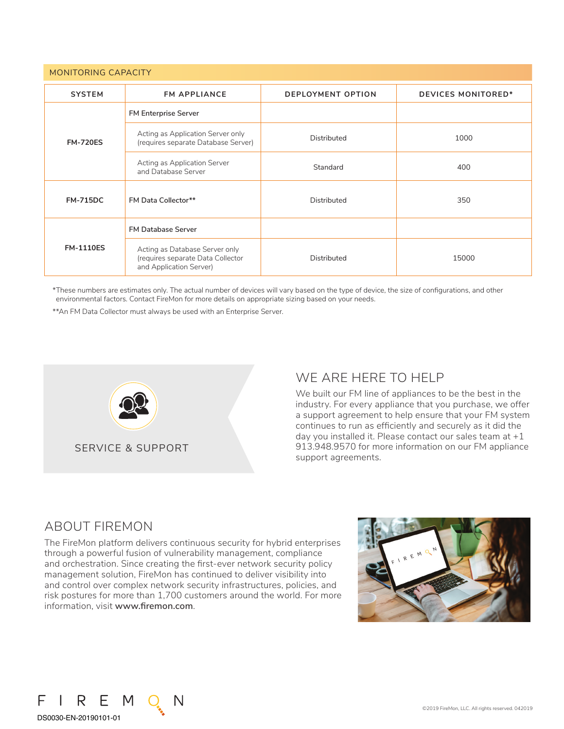## MONITORING CAPACITY

| SYSTEM | FM APPLIANCE | DEPLOYMENT OPTION | DEVICES MONITORED* |
|---|---|---|---|
| **FM-720ES** | FM Enterprise Server | | |
| | Acting as Application Server only (requires separate Database Server) | Distributed | 1000 |
| | Acting as Application Server and Database Server | Standard | 400 |
| **FM-715DC** | FM Data Collector** | Distributed | 350 |
| **FM-1110ES** | FM Database Server | | |
| | Acting as Database Server only (requires separate Data Collector and Application Server) | Distributed | 15000 |

*These numbers are estimates only. The actual number of devices will vary based on the type of device, the size of configurations, and other environmental factors. Contact FireMon for more details on appropriate sizing based on your needs.

**An FM Data Collector must always be used with an Enterprise Server.

SERVICE & SUPPORT

## WE ARE HERE TO HELP

We built our FM line of appliances to be the best in the industry. For every appliance that you purchase, we offer a support agreement to help ensure that your FM system continues to run as efficiently and securely as it did the day you installed it. Please contact our sales team at +1 913.948.9570 for more information on our FM appliance support agreements.

## ABOUT FIREMON

The FireMon platform delivers continuous security for hybrid enterprises through a powerful fusion of vulnerability management, compliance and orchestration. Since creating the first-ever network security policy management solution, FireMon has continued to deliver visibility into and control over complex network security infrastructures, policies, and risk postures for more than 1,700 customers around the world. For more information, visit **www.firemon.com**.

FIREMON

DS0030-EN-20190101-01

©2019 FireMon, LLC. All rights reserved. 042019